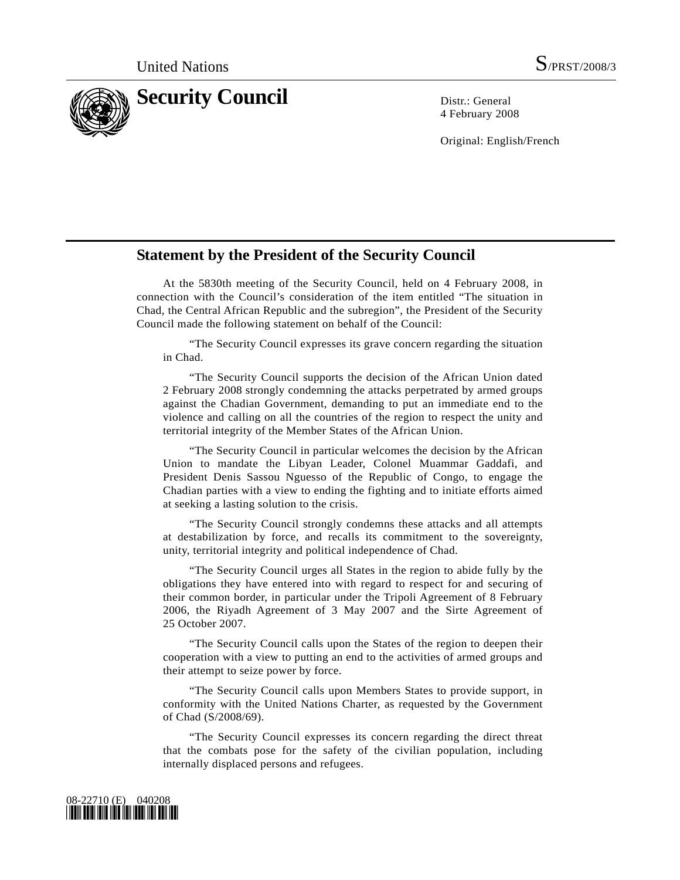United Nations S/PRST/2008/3

# Security Council

Distr.: General
4 February 2008

Original: English/French

## Statement by the President of the Security Council

At the 5830th meeting of the Security Council, held on 4 February 2008, in connection with the Council's consideration of the item entitled "The situation in Chad, the Central African Republic and the subregion", the President of the Security Council made the following statement on behalf of the Council:

"The Security Council expresses its grave concern regarding the situation in Chad.

"The Security Council supports the decision of the African Union dated 2 February 2008 strongly condemning the attacks perpetrated by armed groups against the Chadian Government, demanding to put an immediate end to the violence and calling on all the countries of the region to respect the unity and territorial integrity of the Member States of the African Union.

"The Security Council in particular welcomes the decision by the African Union to mandate the Libyan Leader, Colonel Muammar Gaddafi, and President Denis Sassou Nguesso of the Republic of Congo, to engage the Chadian parties with a view to ending the fighting and to initiate efforts aimed at seeking a lasting solution to the crisis.

"The Security Council strongly condemns these attacks and all attempts at destabilization by force, and recalls its commitment to the sovereignty, unity, territorial integrity and political independence of Chad.

"The Security Council urges all States in the region to abide fully by the obligations they have entered into with regard to respect for and securing of their common border, in particular under the Tripoli Agreement of 8 February 2006, the Riyadh Agreement of 3 May 2007 and the Sirte Agreement of 25 October 2007.

"The Security Council calls upon the States of the region to deepen their cooperation with a view to putting an end to the activities of armed groups and their attempt to seize power by force.

"The Security Council calls upon Members States to provide support, in conformity with the United Nations Charter, as requested by the Government of Chad (S/2008/69).

"The Security Council expresses its concern regarding the direct threat that the combats pose for the safety of the civilian population, including internally displaced persons and refugees.

08-22710 (E) 040208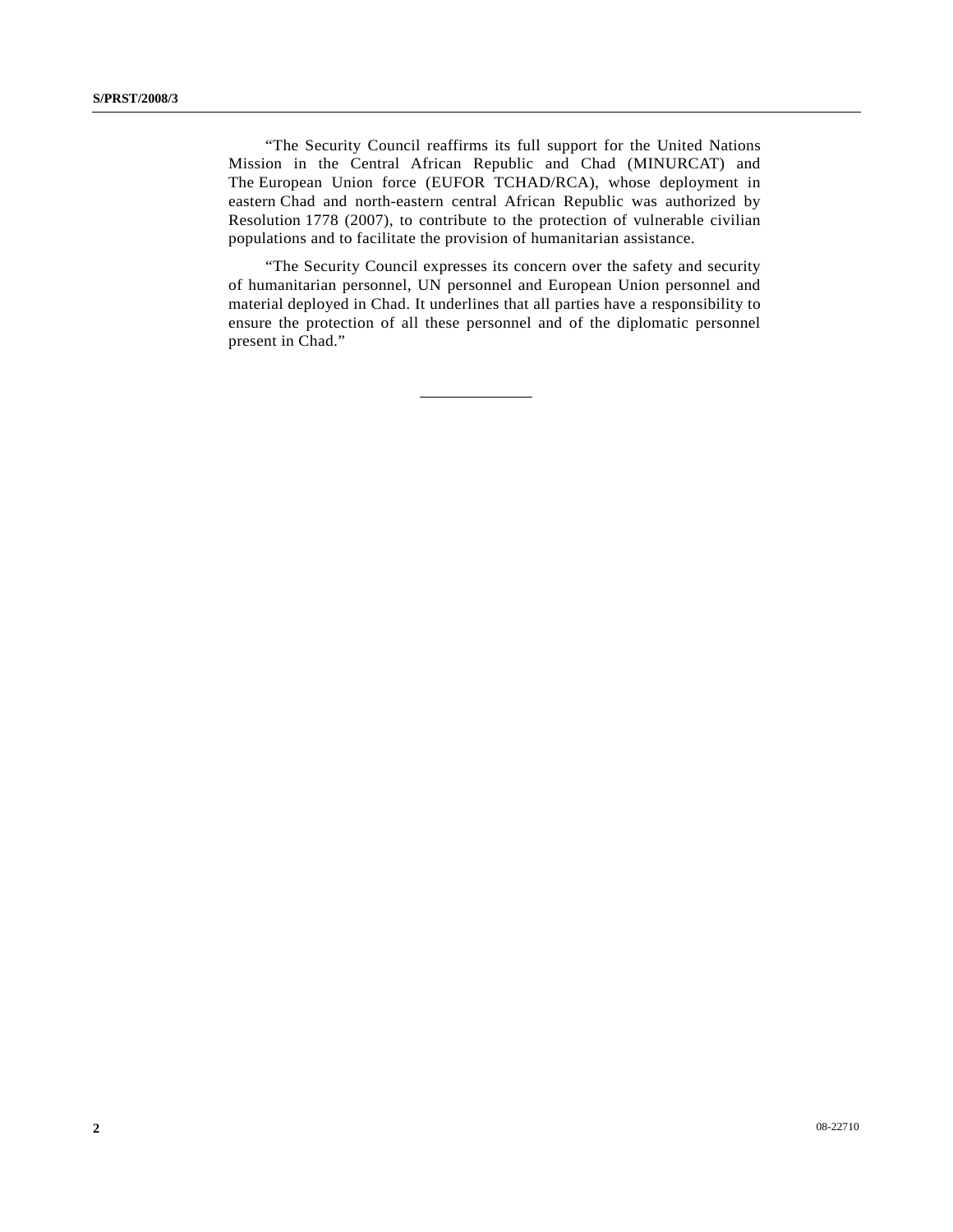"The Security Council reaffirms its full support for the United Nations Mission in the Central African Republic and Chad (MINURCAT) and The European Union force (EUFOR TCHAD/RCA), whose deployment in eastern Chad and north-eastern central African Republic was authorized by Resolution 1778 (2007), to contribute to the protection of vulnerable civilian populations and to facilitate the provision of humanitarian assistance.

"The Security Council expresses its concern over the safety and security of humanitarian personnel, UN personnel and European Union personnel and material deployed in Chad. It underlines that all parties have a responsibility to ensure the protection of all these personnel and of the diplomatic personnel present in Chad."